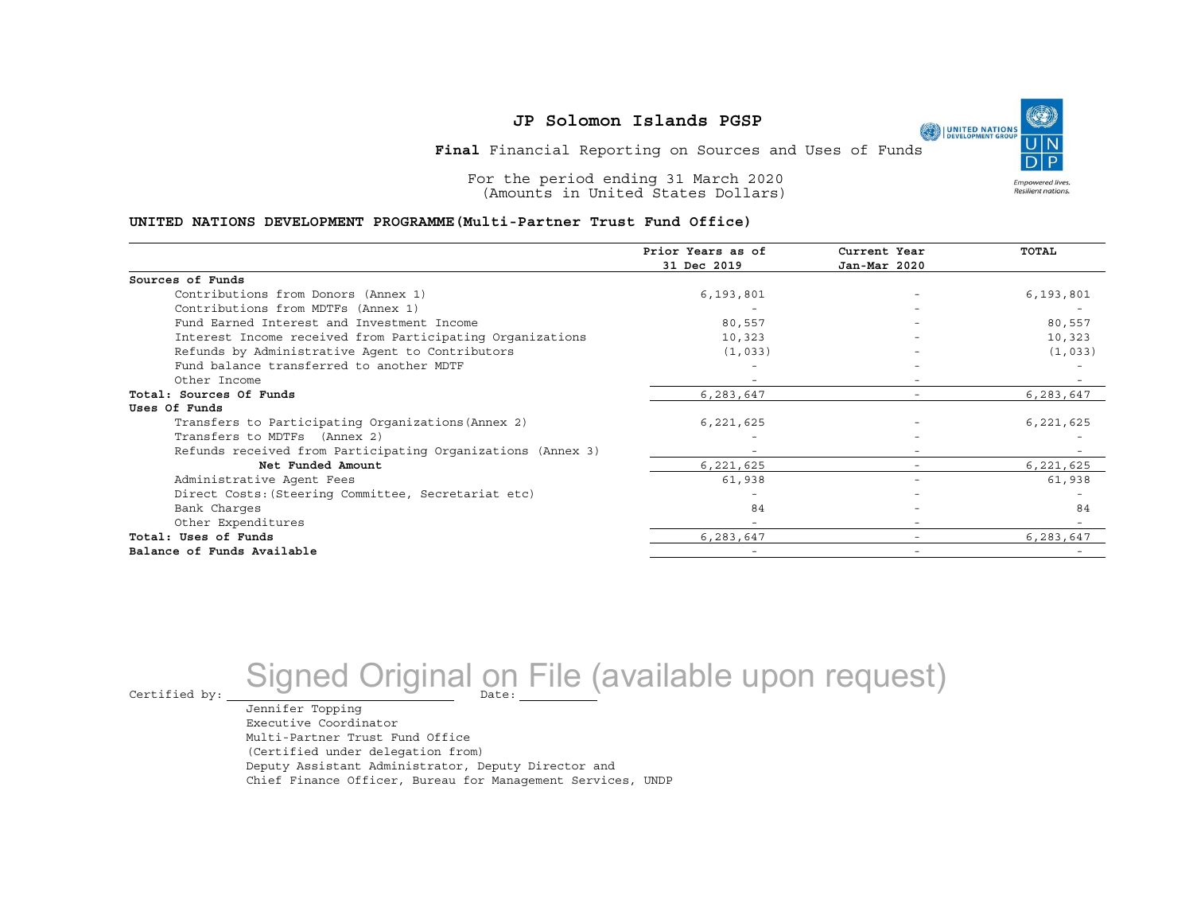# JP Solomon Islands PGSP

**Final** Financial Reporting on Sources and Uses of Funds

For the period ending 31 March 2020
(Amounts in United States Dollars)

**UNITED NATIONS DEVELOPMENT PROGRAMME(Multi-Partner Trust Fund Office)**

| | Prior Years as of 31 Dec 2019 | Current Year Jan-Mar 2020 | TOTAL |
|---|---|---|---|
| **Sources of Funds** | | | |
| Contributions from Donors (Annex 1) | 6,193,801 | - | 6,193,801 |
| Contributions from MDTFs (Annex 1) | - | - | - |
| Fund Earned Interest and Investment Income | 80,557 | - | 80,557 |
| Interest Income received from Participating Organizations | 10,323 | - | 10,323 |
| Refunds by Administrative Agent to Contributors | (1,033) | - | (1,033) |
| Fund balance transferred to another MDTF | - | - | - |
| Other Income | - | - | - |
| **Total: Sources Of Funds** | 6,283,647 | - | 6,283,647 |
| **Uses Of Funds** | | | |
| Transfers to Participating Organizations(Annex 2) | 6,221,625 | - | 6,221,625 |
| Transfers to MDTFs (Annex 2) | - | - | - |
| Refunds received from Participating Organizations (Annex 3) | - | - | - |
| **Net Funded Amount** | 6,221,625 | - | 6,221,625 |
| Administrative Agent Fees | 61,938 | - | 61,938 |
| Direct Costs:(Steering Committee, Secretariat etc) | - | - | - |
| Bank Charges | 84 | - | 84 |
| Other Expenditures | - | - | - |
| **Total: Uses of Funds** | 6,283,647 | - | 6,283,647 |
| **Balance of Funds Available** | - | - | - |

Certified by: Signed Original on File (available upon request) Date:

Jennifer Topping
Executive Coordinator
Multi-Partner Trust Fund Office
(Certified under delegation from)
Deputy Assistant Administrator, Deputy Director and
Chief Finance Officer, Bureau for Management Services, UNDP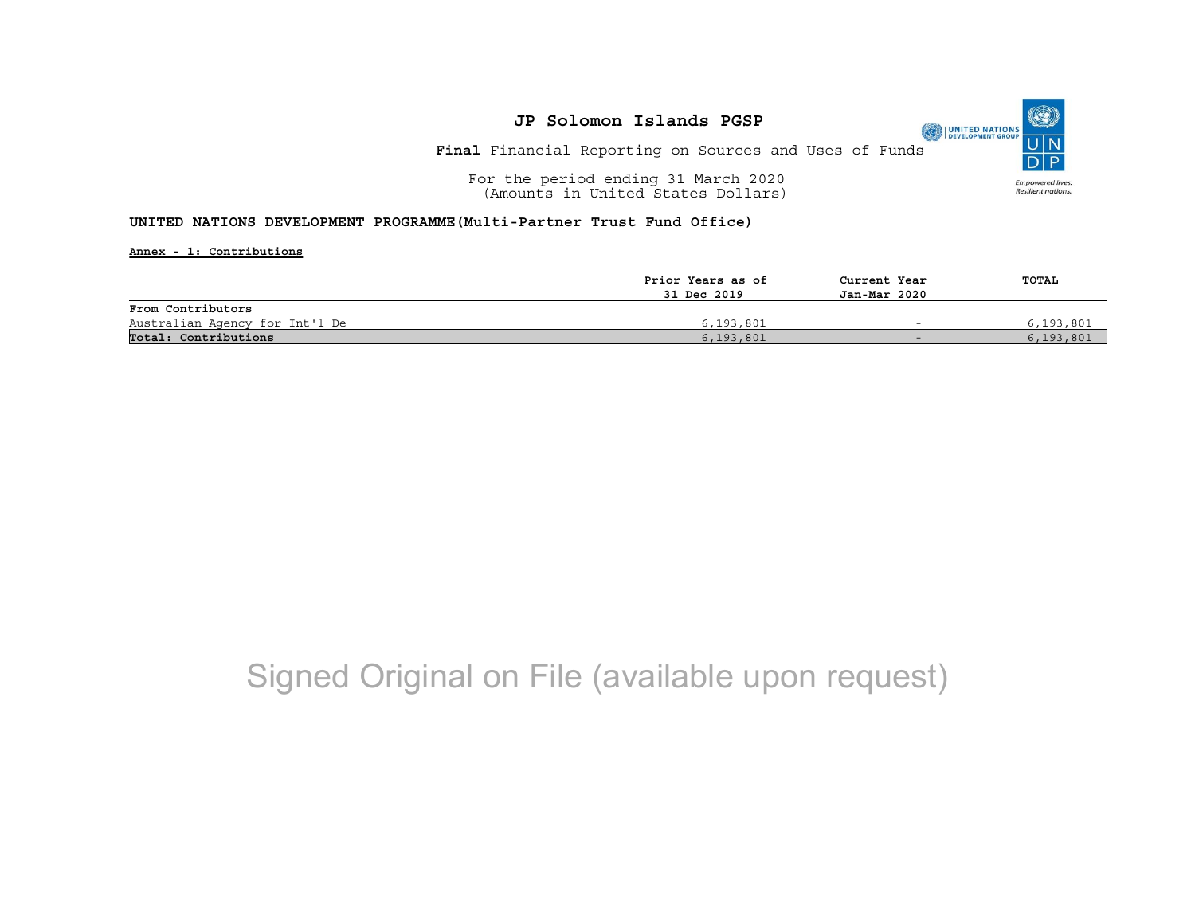# JP Solomon Islands PGSP

**Final** Financial Reporting on Sources and Uses of Funds

For the period ending 31 March 2020
(Amounts in United States Dollars)

**UNITED NATIONS DEVELOPMENT PROGRAMME(Multi-Partner Trust Fund Office)**

**Annex - 1: Contributions**

| | Prior Years as of 31 Dec 2019 | Current Year Jan-Mar 2020 | TOTAL |
|---|---|---|---|
| **From Contributors** | | | |
| Australian Agency for Int'l De | 6,193,801 | - | 6,193,801 |
| **Total: Contributions** | 6,193,801 | - | 6,193,801 |

Signed Original on File (available upon request)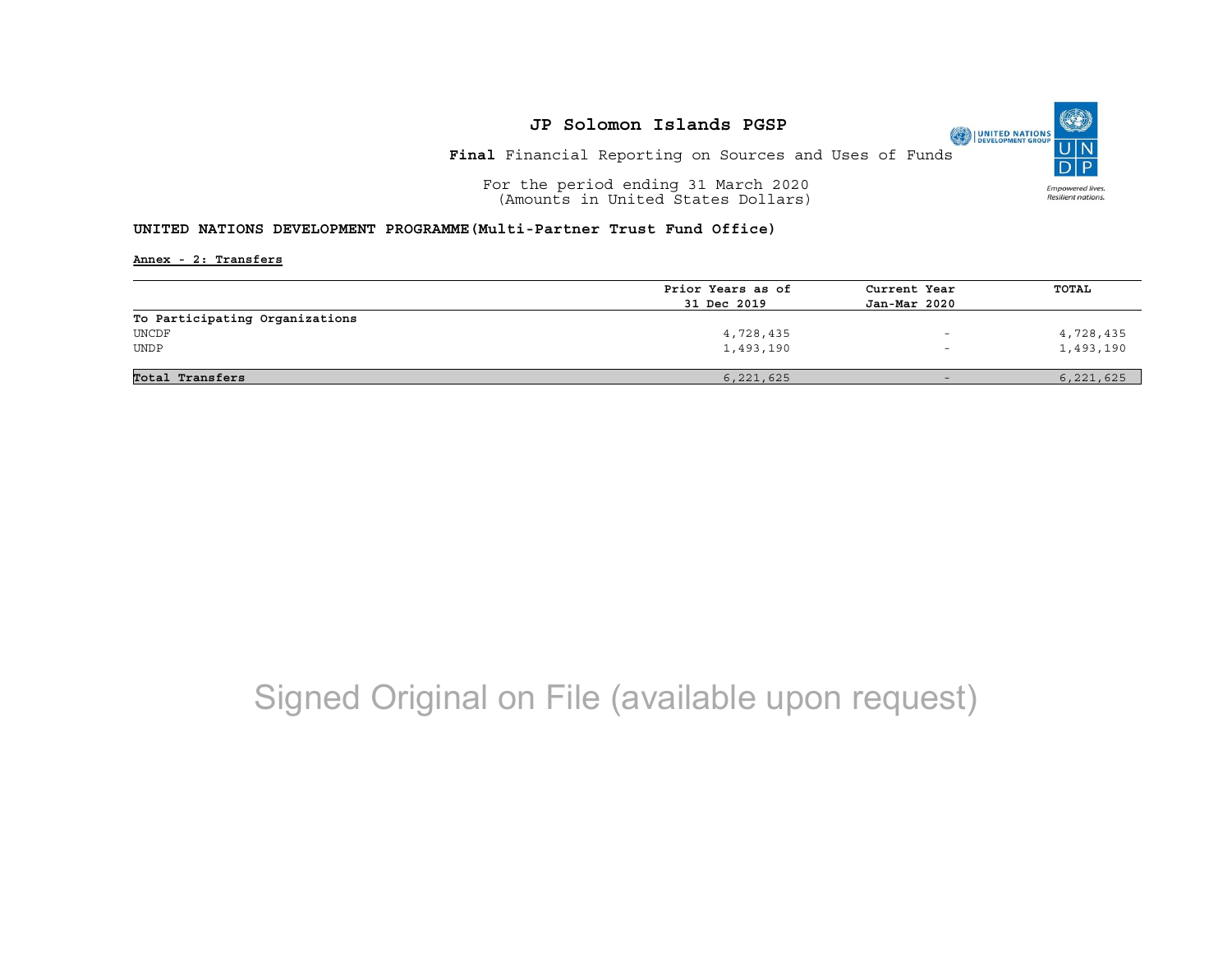# JP Solomon Islands PGSP

**Final** Financial Reporting on Sources and Uses of Funds

For the period ending 31 March 2020
(Amounts in United States Dollars)

**UNITED NATIONS DEVELOPMENT PROGRAMME(Multi-Partner Trust Fund Office)**

**Annex - 2: Transfers**

| | Prior Years as of 31 Dec 2019 | Current Year Jan-Mar 2020 | TOTAL |
|---|---|---|---|
| **To Participating Organizations** | | | |
| UNCDF | 4,728,435 | - | 4,728,435 |
| UNDP | 1,493,190 | - | 1,493,190 |
| **Total Transfers** | 6,221,625 | - | 6,221,625 |

Signed Original on File (available upon request)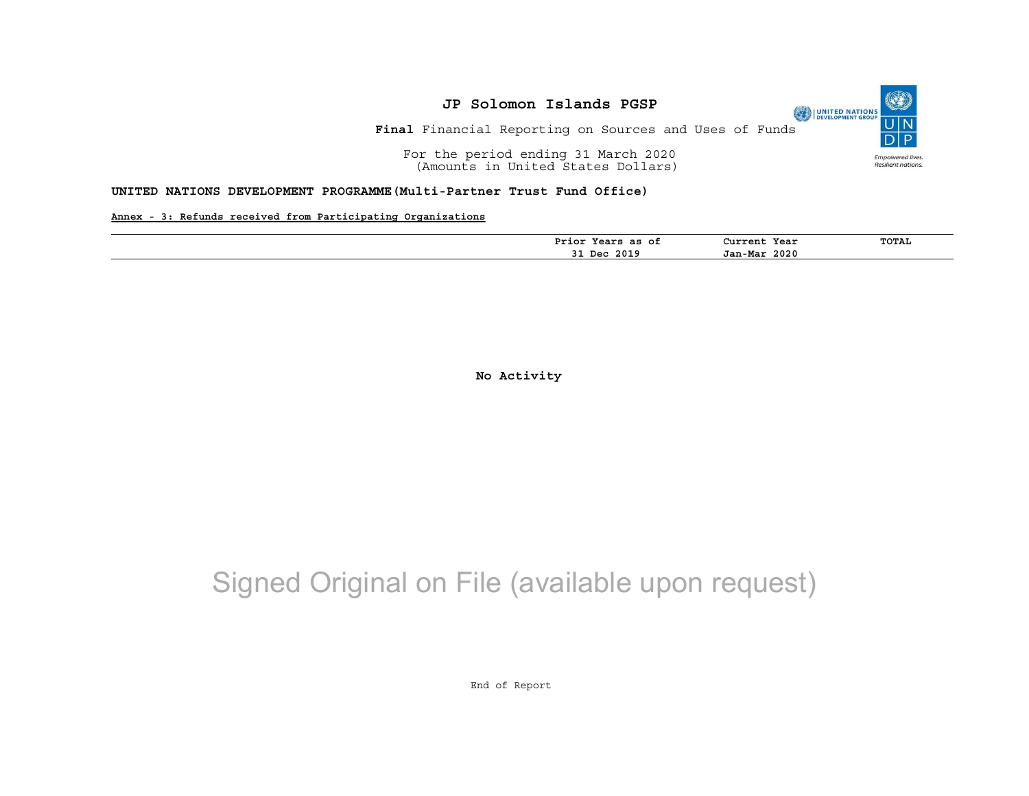# JP Solomon Islands PGSP

**Final** Financial Reporting on Sources and Uses of Funds

For the period ending 31 March 2020
(Amounts in United States Dollars)

**UNITED NATIONS DEVELOPMENT PROGRAMME(Multi-Partner Trust Fund Office)**

**Annex - 3: Refunds received from Participating Organizations**

| | Prior Years as of 31 Dec 2019 | Current Year Jan-Mar 2020 | TOTAL |
|---|---|---|---|

**No Activity**

Signed Original on File (available upon request)

End of Report